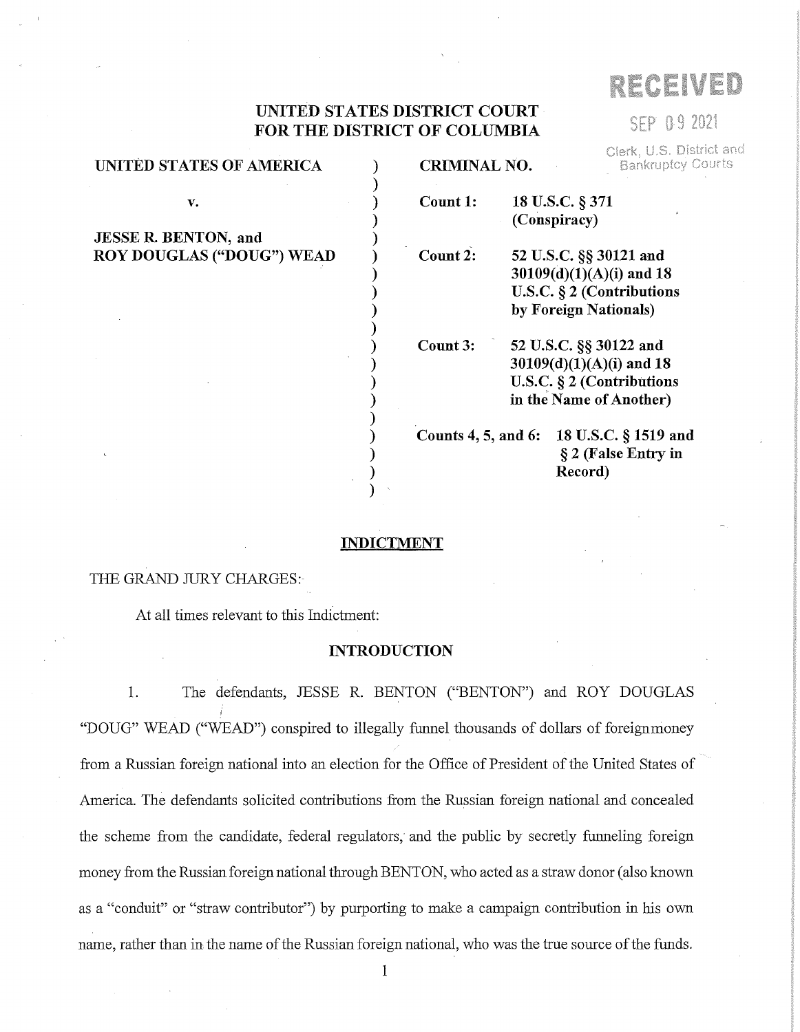RECEIVED

SEP 09 2021

Clerk, U.S. District and Bankruptcy Courts

**UNITED STATES DISTRICT COURT**
**FOR THE DISTRICT OF COLUMBIA**

| | |
|---|---|
| **UNITED STATES OF AMERICA** | **CRIMINAL NO.** |
| **v.** | **Count 1:** **18 U.S.C. § 371 (Conspiracy)** |
| **JESSE R. BENTON, and ROY DOUGLAS ("DOUG") WEAD** | **Count 2:** **52 U.S.C. §§ 30121 and 30109(d)(1)(A)(i) and 18 U.S.C. § 2 (Contributions by Foreign Nationals)** |
| | **Count 3:** **52 U.S.C. §§ 30122 and 30109(d)(1)(A)(i) and 18 U.S.C. § 2 (Contributions in the Name of Another)** |
| | **Counts 4, 5, and 6:** **18 U.S.C. § 1519 and § 2 (False Entry in Record)** |

## INDICTMENT

THE GRAND JURY CHARGES:

At all times relevant to this Indictment:

### INTRODUCTION

1. The defendants, JESSE R. BENTON ("BENTON") and ROY DOUGLAS "DOUG" WEAD ("WEAD") conspired to illegally funnel thousands of dollars of foreign money from a Russian foreign national into an election for the Office of President of the United States of America. The defendants solicited contributions from the Russian foreign national and concealed the scheme from the candidate, federal regulators, and the public by secretly funneling foreign money from the Russian foreign national through BENTON, who acted as a straw donor (also known as a "conduit" or "straw contributor") by purporting to make a campaign contribution in his own name, rather than in the name of the Russian foreign national, who was the true source of the funds.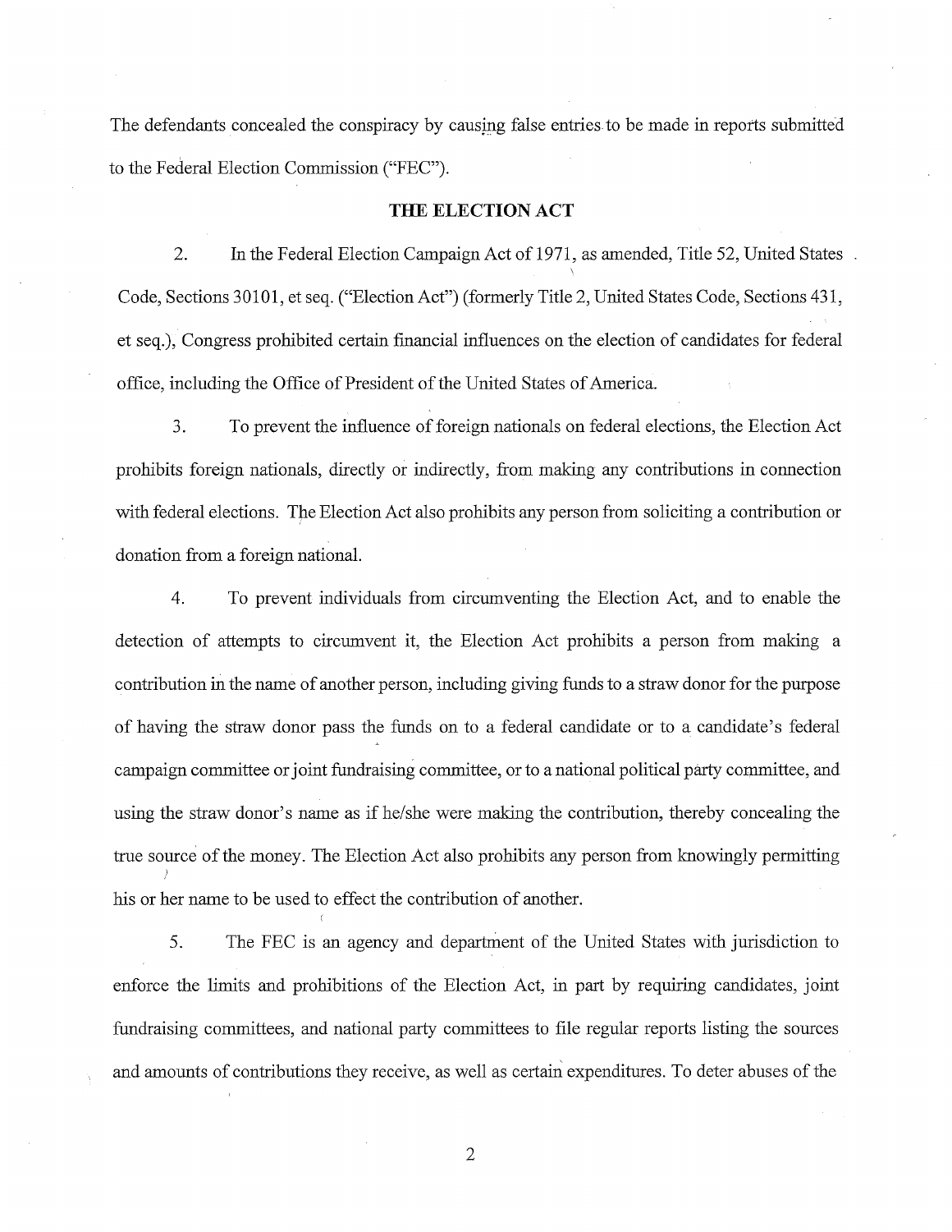The defendants concealed the conspiracy by causing false entries to be made in reports submitted to the Federal Election Commission ("FEC").

## THE ELECTION ACT

2. In the Federal Election Campaign Act of 1971, as amended, Title 52, United States Code, Sections 30101, et seq. ("Election Act") (formerly Title 2, United States Code, Sections 431, et seq.), Congress prohibited certain financial influences on the election of candidates for federal office, including the Office of President of the United States of America.

3. To prevent the influence of foreign nationals on federal elections, the Election Act prohibits foreign nationals, directly or indirectly, from making any contributions in connection with federal elections. The Election Act also prohibits any person from soliciting a contribution or donation from a foreign national.

4. To prevent individuals from circumventing the Election Act, and to enable the detection of attempts to circumvent it, the Election Act prohibits a person from making a contribution in the name of another person, including giving funds to a straw donor for the purpose of having the straw donor pass the funds on to a federal candidate or to a candidate's federal campaign committee or joint fundraising committee, or to a national political party committee, and using the straw donor's name as if he/she were making the contribution, thereby concealing the true source of the money. The Election Act also prohibits any person from knowingly permitting his or her name to be used to effect the contribution of another.

5. The FEC is an agency and department of the United States with jurisdiction to enforce the limits and prohibitions of the Election Act, in part by requiring candidates, joint fundraising committees, and national party committees to file regular reports listing the sources and amounts of contributions they receive, as well as certain expenditures. To deter abuses of the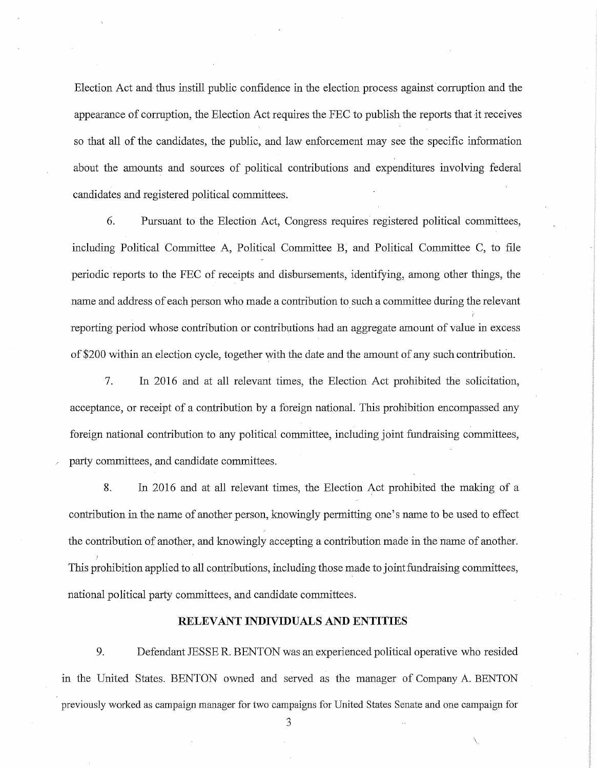Election Act and thus instill public confidence in the election process against corruption and the appearance of corruption, the Election Act requires the FEC to publish the reports that it receives so that all of the candidates, the public, and law enforcement may see the specific information about the amounts and sources of political contributions and expenditures involving federal candidates and registered political committees.

6. Pursuant to the Election Act, Congress requires registered political committees, including Political Committee A, Political Committee B, and Political Committee C, to file periodic reports to the FEC of receipts and disbursements, identifying, among other things, the name and address of each person who made a contribution to such a committee during the relevant reporting period whose contribution or contributions had an aggregate amount of value in excess of $200 within an election cycle, together with the date and the amount of any such contribution.

7. In 2016 and at all relevant times, the Election Act prohibited the solicitation, acceptance, or receipt of a contribution by a foreign national. This prohibition encompassed any foreign national contribution to any political committee, including joint fundraising committees, party committees, and candidate committees.

8. In 2016 and at all relevant times, the Election Act prohibited the making of a contribution in the name of another person, knowingly permitting one's name to be used to effect the contribution of another, and knowingly accepting a contribution made in the name of another. This prohibition applied to all contributions, including those made to joint fundraising committees, national political party committees, and candidate committees.

## RELEVANT INDIVIDUALS AND ENTITIES

9. Defendant JESSE R. BENTON was an experienced political operative who resided in the United States. BENTON owned and served as the manager of Company A. BENTON previously worked as campaign manager for two campaigns for United States Senate and one campaign for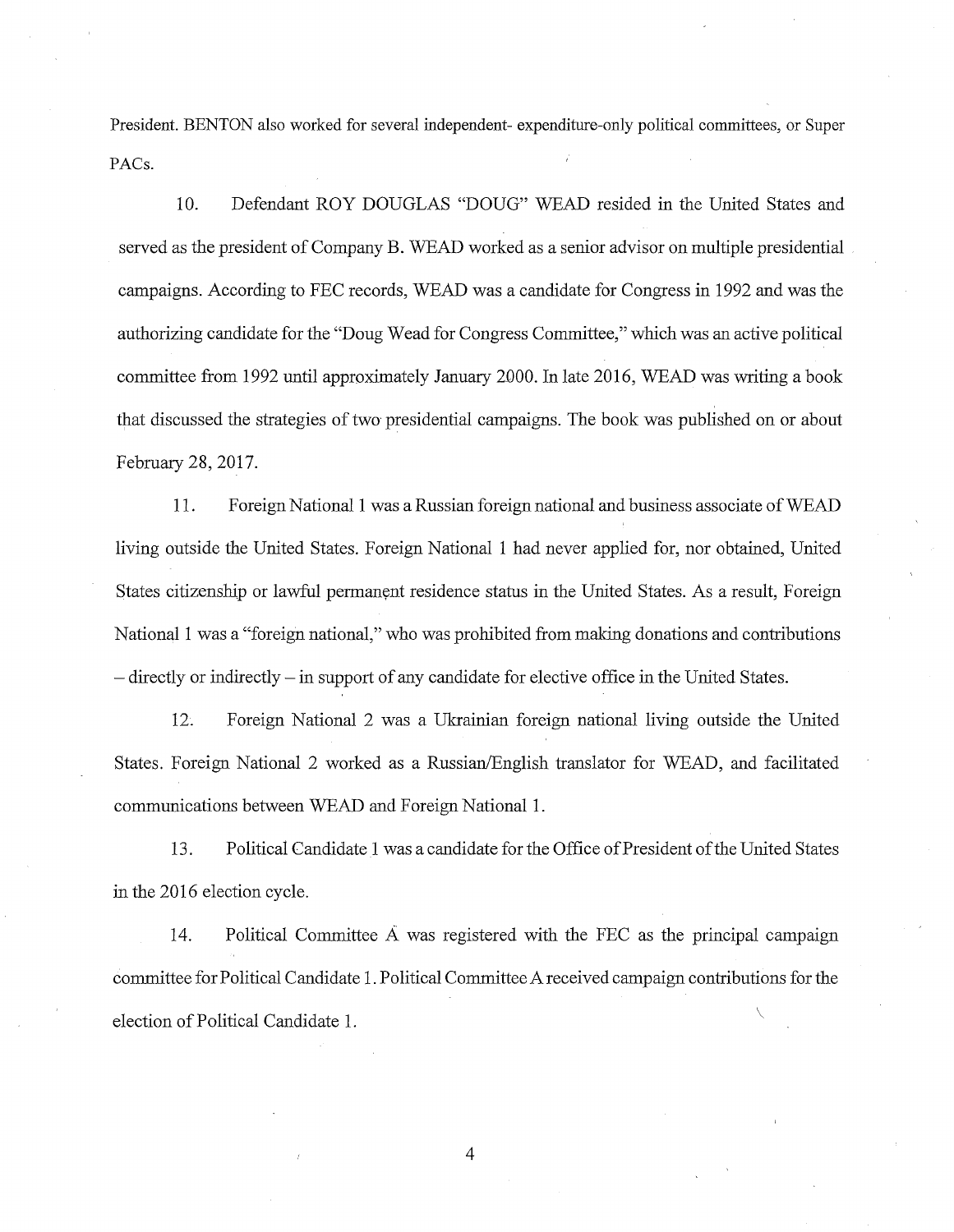President. BENTON also worked for several independent- expenditure-only political committees, or Super PACs.

10. Defendant ROY DOUGLAS "DOUG" WEAD resided in the United States and served as the president of Company B. WEAD worked as a senior advisor on multiple presidential campaigns. According to FEC records, WEAD was a candidate for Congress in 1992 and was the authorizing candidate for the "Doug Wead for Congress Committee," which was an active political committee from 1992 until approximately January 2000. In late 2016, WEAD was writing a book that discussed the strategies of two presidential campaigns. The book was published on or about February 28, 2017.

11. Foreign National 1 was a Russian foreign national and business associate of WEAD living outside the United States. Foreign National 1 had never applied for, nor obtained, United States citizenship or lawful permanent residence status in the United States. As a result, Foreign National 1 was a "foreign national," who was prohibited from making donations and contributions – directly or indirectly – in support of any candidate for elective office in the United States.

12. Foreign National 2 was a Ukrainian foreign national living outside the United States. Foreign National 2 worked as a Russian/English translator for WEAD, and facilitated communications between WEAD and Foreign National 1.

13. Political Candidate 1 was a candidate for the Office of President of the United States in the 2016 election cycle.

14. Political Committee A was registered with the FEC as the principal campaign committee for Political Candidate 1. Political Committee A received campaign contributions for the election of Political Candidate 1.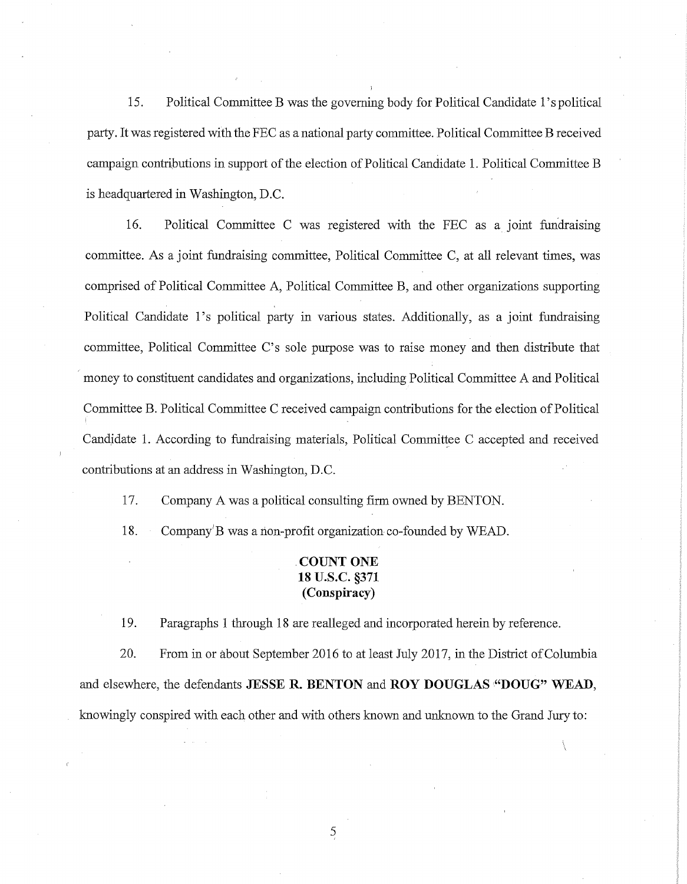15. Political Committee B was the governing body for Political Candidate 1's political party. It was registered with the FEC as a national party committee. Political Committee B received campaign contributions in support of the election of Political Candidate 1. Political Committee B is headquartered in Washington, D.C.

16. Political Committee C was registered with the FEC as a joint fundraising committee. As a joint fundraising committee, Political Committee C, at all relevant times, was comprised of Political Committee A, Political Committee B, and other organizations supporting Political Candidate 1's political party in various states. Additionally, as a joint fundraising committee, Political Committee C's sole purpose was to raise money and then distribute that money to constituent candidates and organizations, including Political Committee A and Political Committee B. Political Committee C received campaign contributions for the election of Political Candidate 1. According to fundraising materials, Political Committee C accepted and received contributions at an address in Washington, D.C.

17. Company A was a political consulting firm owned by BENTON.

18. Company B was a non-profit organization co-founded by WEAD.

**COUNT ONE**
**18 U.S.C. §371**
**(Conspiracy)**

19. Paragraphs 1 through 18 are realleged and incorporated herein by reference.

20. From in or about September 2016 to at least July 2017, in the District of Columbia and elsewhere, the defendants **JESSE R. BENTON** and **ROY DOUGLAS "DOUG" WEAD**, knowingly conspired with each other and with others known and unknown to the Grand Jury to: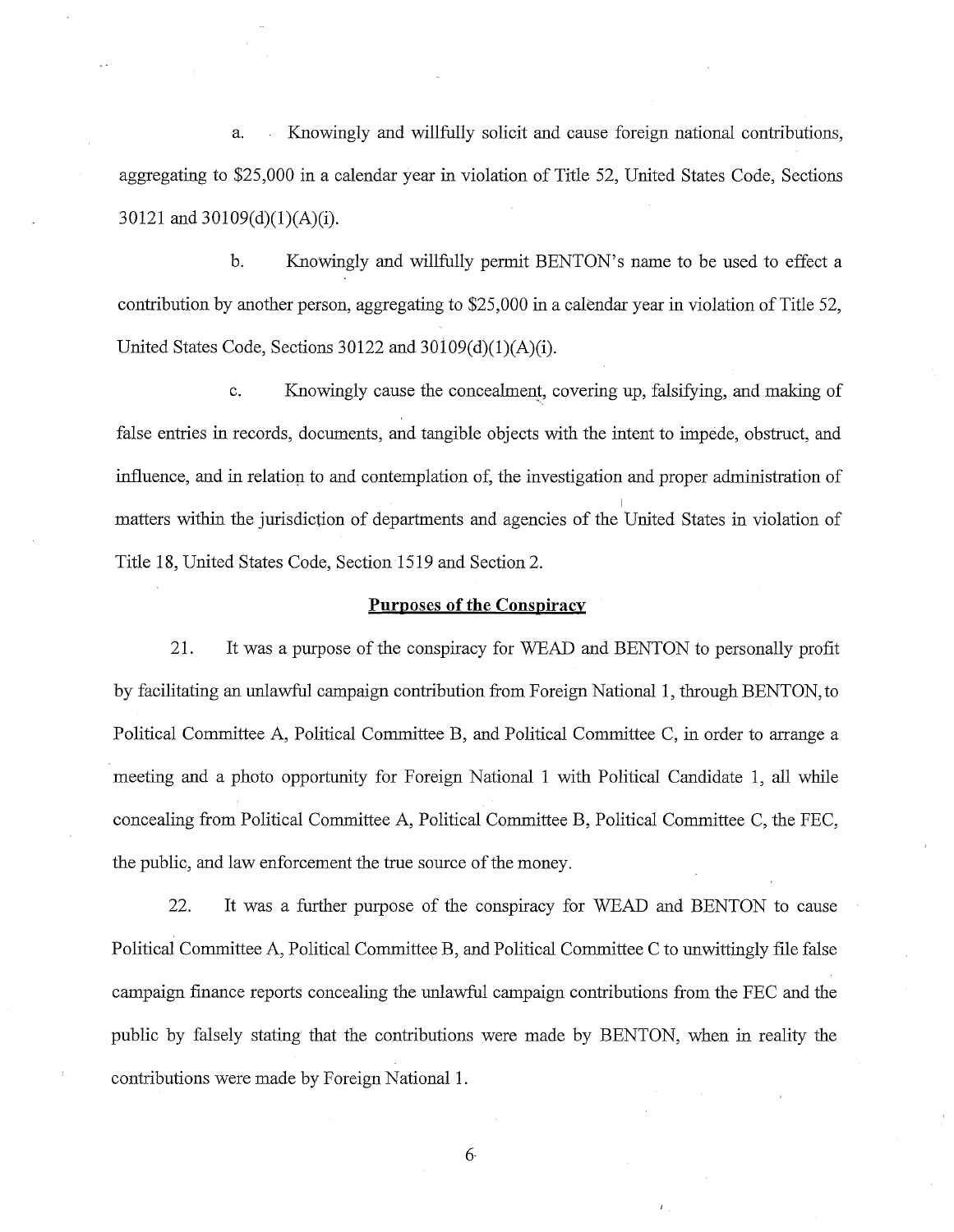a. Knowingly and willfully solicit and cause foreign national contributions, aggregating to $25,000 in a calendar year in violation of Title 52, United States Code, Sections 30121 and 30109(d)(1)(A)(i).

b. Knowingly and willfully permit BENTON's name to be used to effect a contribution by another person, aggregating to $25,000 in a calendar year in violation of Title 52, United States Code, Sections 30122 and 30109(d)(1)(A)(i).

c. Knowingly cause the concealment, covering up, falsifying, and making of false entries in records, documents, and tangible objects with the intent to impede, obstruct, and influence, and in relation to and contemplation of, the investigation and proper administration of matters within the jurisdiction of departments and agencies of the United States in violation of Title 18, United States Code, Section 1519 and Section 2.

**Purposes of the Conspiracy**

21. It was a purpose of the conspiracy for WEAD and BENTON to personally profit by facilitating an unlawful campaign contribution from Foreign National 1, through BENTON, to Political Committee A, Political Committee B, and Political Committee C, in order to arrange a meeting and a photo opportunity for Foreign National 1 with Political Candidate 1, all while concealing from Political Committee A, Political Committee B, Political Committee C, the FEC, the public, and law enforcement the true source of the money.

22. It was a further purpose of the conspiracy for WEAD and BENTON to cause Political Committee A, Political Committee B, and Political Committee C to unwittingly file false campaign finance reports concealing the unlawful campaign contributions from the FEC and the public by falsely stating that the contributions were made by BENTON, when in reality the contributions were made by Foreign National 1.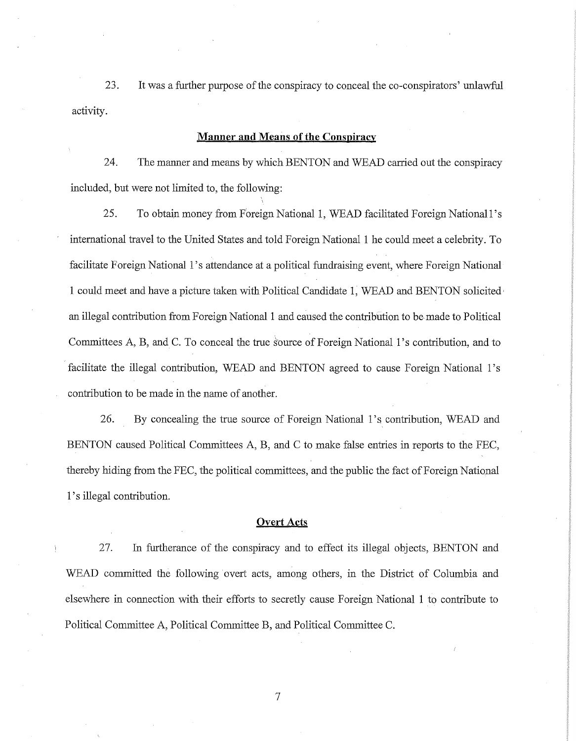23. It was a further purpose of the conspiracy to conceal the co-conspirators' unlawful activity.

**Manner and Means of the Conspiracy**

24. The manner and means by which BENTON and WEAD carried out the conspiracy included, but were not limited to, the following:

25. To obtain money from Foreign National 1, WEAD facilitated Foreign National 1's international travel to the United States and told Foreign National 1 he could meet a celebrity. To facilitate Foreign National 1's attendance at a political fundraising event, where Foreign National 1 could meet and have a picture taken with Political Candidate 1, WEAD and BENTON solicited an illegal contribution from Foreign National 1 and caused the contribution to be made to Political Committees A, B, and C. To conceal the true source of Foreign National 1's contribution, and to facilitate the illegal contribution, WEAD and BENTON agreed to cause Foreign National 1's contribution to be made in the name of another.

26. By concealing the true source of Foreign National 1's contribution, WEAD and BENTON caused Political Committees A, B, and C to make false entries in reports to the FEC, thereby hiding from the FEC, the political committees, and the public the fact of Foreign National 1's illegal contribution.

**Overt Acts**

27. In furtherance of the conspiracy and to effect its illegal objects, BENTON and WEAD committed the following overt acts, among others, in the District of Columbia and elsewhere in connection with their efforts to secretly cause Foreign National 1 to contribute to Political Committee A, Political Committee B, and Political Committee C.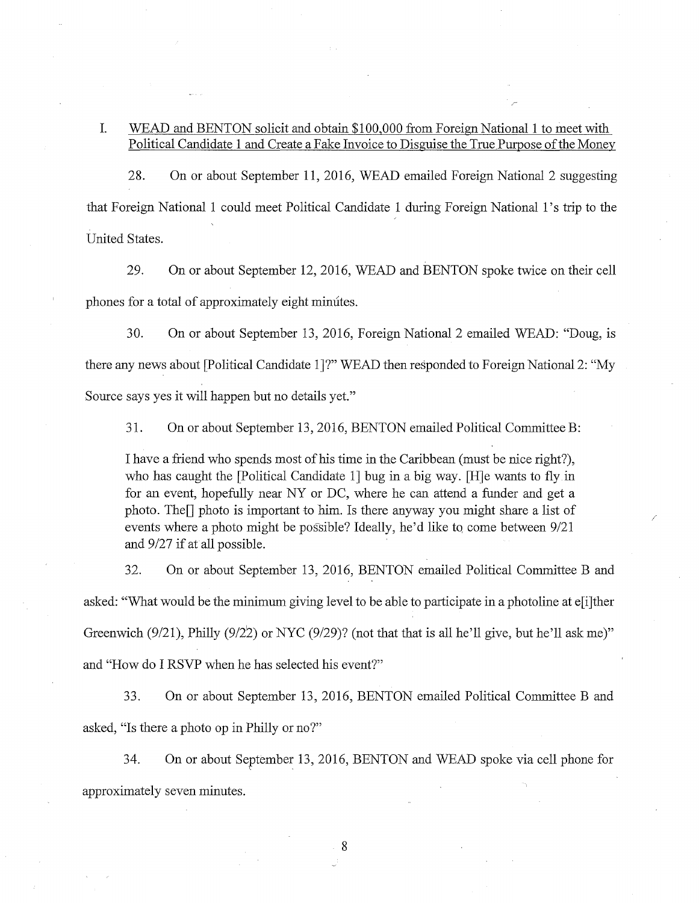I. WEAD and BENTON solicit and obtain $100,000 from Foreign National 1 to meet with Political Candidate 1 and Create a Fake Invoice to Disguise the True Purpose of the Money

28. On or about September 11, 2016, WEAD emailed Foreign National 2 suggesting that Foreign National 1 could meet Political Candidate 1 during Foreign National 1's trip to the United States.

29. On or about September 12, 2016, WEAD and BENTON spoke twice on their cell phones for a total of approximately eight minutes.

30. On or about September 13, 2016, Foreign National 2 emailed WEAD: "Doug, is there any news about [Political Candidate 1]?" WEAD then responded to Foreign National 2: "My Source says yes it will happen but no details yet."

31. On or about September 13, 2016, BENTON emailed Political Committee B:

> I have a friend who spends most of his time in the Caribbean (must be nice right?), who has caught the [Political Candidate 1] bug in a big way. [H]e wants to fly in for an event, hopefully near NY or DC, where he can attend a funder and get a photo. The[] photo is important to him. Is there anyway you might share a list of events where a photo might be possible? Ideally, he'd like to come between 9/21 and 9/27 if at all possible.

32. On or about September 13, 2016, BENTON emailed Political Committee B and asked: "What would be the minimum giving level to be able to participate in a photoline at e[i]ther Greenwich (9/21), Philly (9/22) or NYC (9/29)? (not that that is all he'll give, but he'll ask me)" and "How do I RSVP when he has selected his event?"

33. On or about September 13, 2016, BENTON emailed Political Committee B and asked, "Is there a photo op in Philly or no?"

34. On or about September 13, 2016, BENTON and WEAD spoke via cell phone for approximately seven minutes.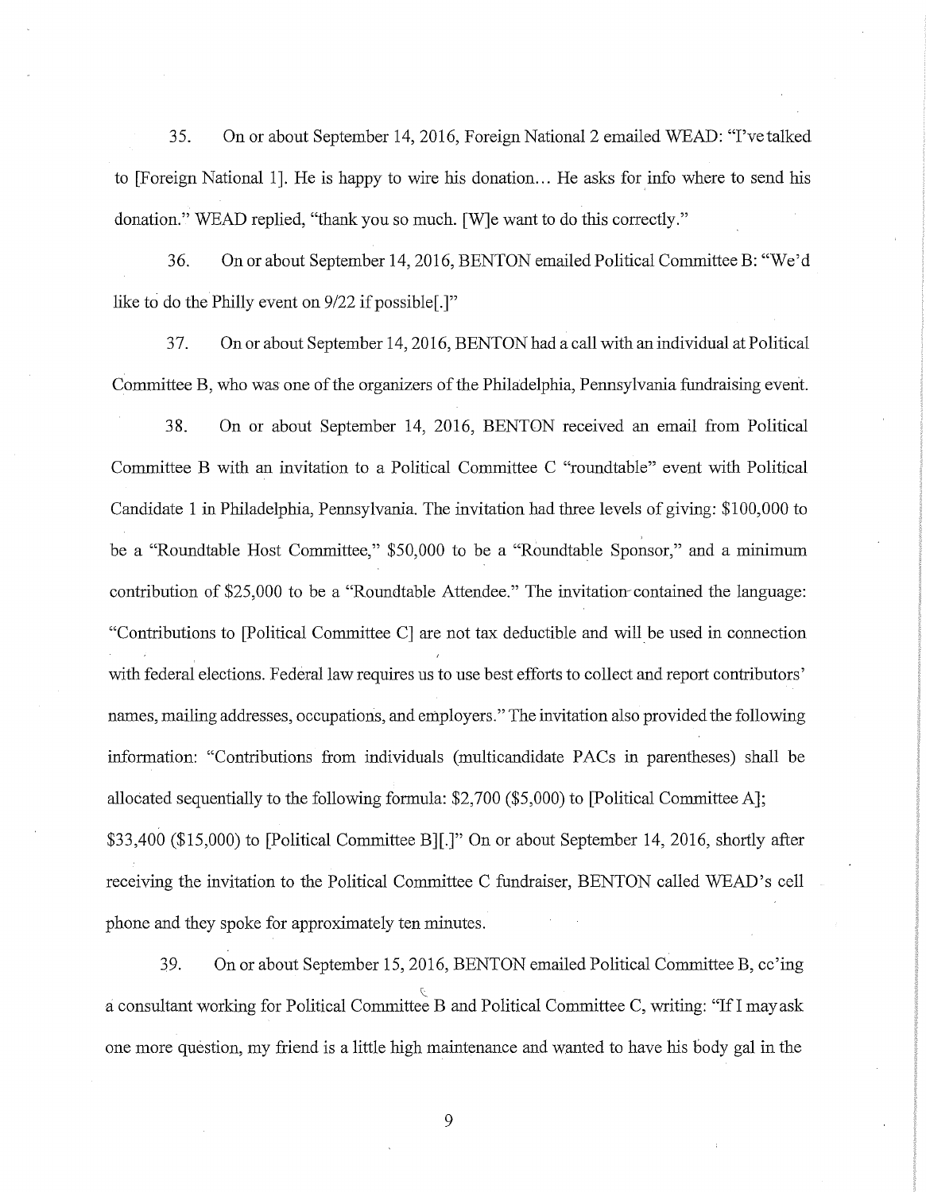35. On or about September 14, 2016, Foreign National 2 emailed WEAD: "I've talked to [Foreign National 1]. He is happy to wire his donation... He asks for info where to send his donation." WEAD replied, "thank you so much. [W]e want to do this correctly."

36. On or about September 14, 2016, BENTON emailed Political Committee B: "We'd like to do the Philly event on 9/22 if possible[.]"

37. On or about September 14, 2016, BENTON had a call with an individual at Political Committee B, who was one of the organizers of the Philadelphia, Pennsylvania fundraising event.

38. On or about September 14, 2016, BENTON received an email from Political Committee B with an invitation to a Political Committee C "roundtable" event with Political Candidate 1 in Philadelphia, Pennsylvania. The invitation had three levels of giving: $100,000 to be a "Roundtable Host Committee," $50,000 to be a "Roundtable Sponsor," and a minimum contribution of $25,000 to be a "Roundtable Attendee." The invitation contained the language: "Contributions to [Political Committee C] are not tax deductible and will be used in connection with federal elections. Federal law requires us to use best efforts to collect and report contributors' names, mailing addresses, occupations, and employers." The invitation also provided the following information: "Contributions from individuals (multicandidate PACs in parentheses) shall be allocated sequentially to the following formula: $2,700 ($5,000) to [Political Committee A]; $33,400 ($15,000) to [Political Committee B][.]" On or about September 14, 2016, shortly after receiving the invitation to the Political Committee C fundraiser, BENTON called WEAD's cell phone and they spoke for approximately ten minutes.

39. On or about September 15, 2016, BENTON emailed Political Committee B, cc'ing a consultant working for Political Committee B and Political Committee C, writing: "If I may ask one more question, my friend is a little high maintenance and wanted to have his body gal in the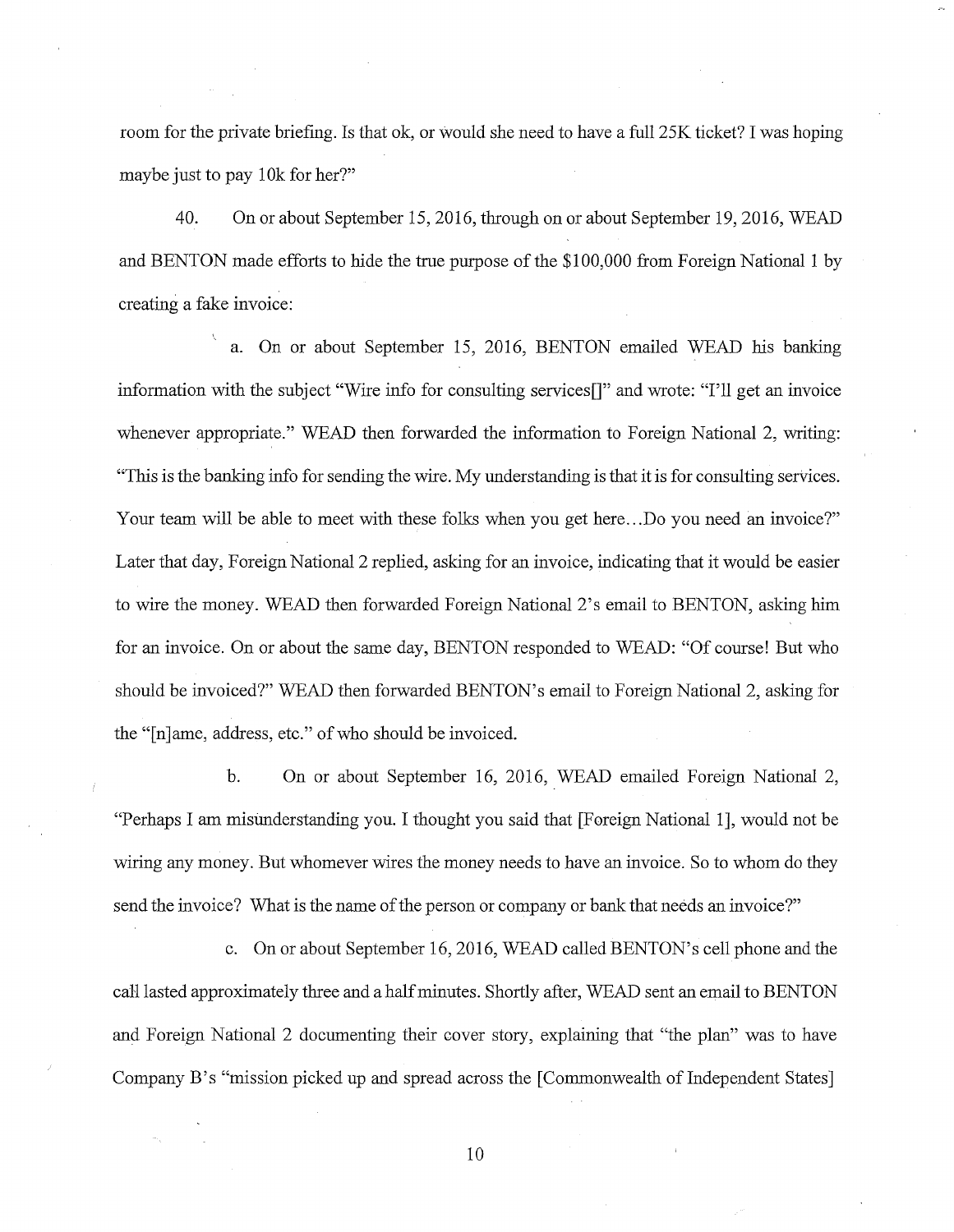room for the private briefing. Is that ok, or would she need to have a full 25K ticket? I was hoping maybe just to pay 10k for her?"

40. On or about September 15, 2016, through on or about September 19, 2016, WEAD and BENTON made efforts to hide the true purpose of the $100,000 from Foreign National 1 by creating a fake invoice:

a. On or about September 15, 2016, BENTON emailed WEAD his banking information with the subject "Wire info for consulting services[]" and wrote: "I'll get an invoice whenever appropriate." WEAD then forwarded the information to Foreign National 2, writing: "This is the banking info for sending the wire. My understanding is that it is for consulting services. Your team will be able to meet with these folks when you get here...Do you need an invoice?" Later that day, Foreign National 2 replied, asking for an invoice, indicating that it would be easier to wire the money. WEAD then forwarded Foreign National 2's email to BENTON, asking him for an invoice. On or about the same day, BENTON responded to WEAD: "Of course! But who should be invoiced?" WEAD then forwarded BENTON's email to Foreign National 2, asking for the "[n]ame, address, etc." of who should be invoiced.

b. On or about September 16, 2016, WEAD emailed Foreign National 2, "Perhaps I am misunderstanding you. I thought you said that [Foreign National 1], would not be wiring any money. But whomever wires the money needs to have an invoice. So to whom do they send the invoice? What is the name of the person or company or bank that needs an invoice?"

c. On or about September 16, 2016, WEAD called BENTON's cell phone and the call lasted approximately three and a half minutes. Shortly after, WEAD sent an email to BENTON and Foreign National 2 documenting their cover story, explaining that "the plan" was to have Company B's "mission picked up and spread across the [Commonwealth of Independent States]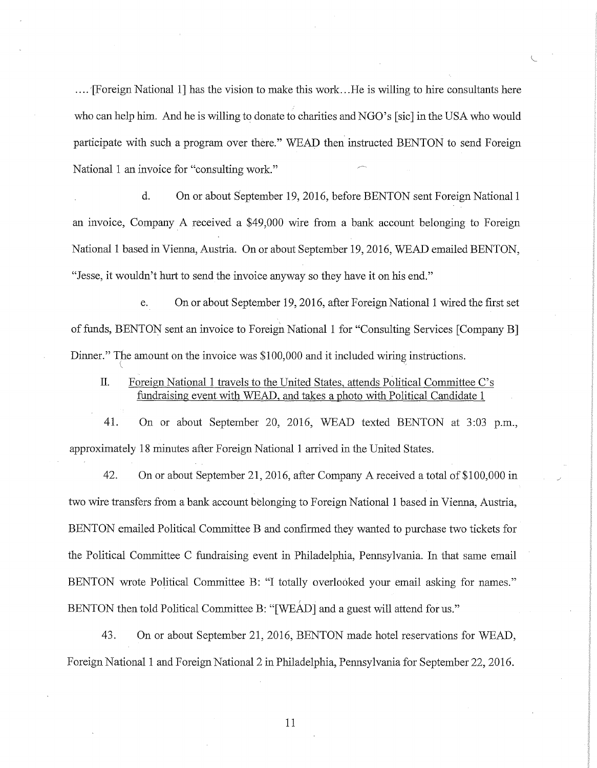.... [Foreign National 1] has the vision to make this work...He is willing to hire consultants here who can help him. And he is willing to donate to charities and NGO's [sic] in the USA who would participate with such a program over there." WEAD then instructed BENTON to send Foreign National 1 an invoice for "consulting work."

d. On or about September 19, 2016, before BENTON sent Foreign National 1 an invoice, Company A received a $49,000 wire from a bank account belonging to Foreign National 1 based in Vienna, Austria. On or about September 19, 2016, WEAD emailed BENTON, "Jesse, it wouldn't hurt to send the invoice anyway so they have it on his end."

e. On or about September 19, 2016, after Foreign National 1 wired the first set of funds, BENTON sent an invoice to Foreign National 1 for "Consulting Services [Company B] Dinner." The amount on the invoice was $100,000 and it included wiring instructions.

II. <u>Foreign National 1 travels to the United States, attends Political Committee C's fundraising event with WEAD, and takes a photo with Political Candidate 1</u>

41. On or about September 20, 2016, WEAD texted BENTON at 3:03 p.m., approximately 18 minutes after Foreign National 1 arrived in the United States.

42. On or about September 21, 2016, after Company A received a total of $100,000 in two wire transfers from a bank account belonging to Foreign National 1 based in Vienna, Austria, BENTON emailed Political Committee B and confirmed they wanted to purchase two tickets for the Political Committee C fundraising event in Philadelphia, Pennsylvania. In that same email BENTON wrote Political Committee B: "I totally overlooked your email asking for names." BENTON then told Political Committee B: "[WEAD] and a guest will attend for us."

43. On or about September 21, 2016, BENTON made hotel reservations for WEAD, Foreign National 1 and Foreign National 2 in Philadelphia, Pennsylvania for September 22, 2016.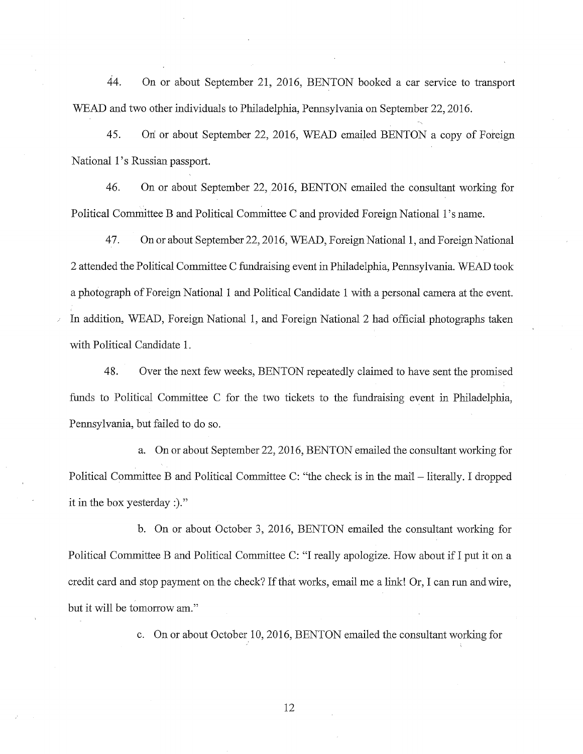44. On or about September 21, 2016, BENTON booked a car service to transport WEAD and two other individuals to Philadelphia, Pennsylvania on September 22, 2016.

45. On or about September 22, 2016, WEAD emailed BENTON a copy of Foreign National 1's Russian passport.

46. On or about September 22, 2016, BENTON emailed the consultant working for Political Committee B and Political Committee C and provided Foreign National 1's name.

47. On or about September 22, 2016, WEAD, Foreign National 1, and Foreign National 2 attended the Political Committee C fundraising event in Philadelphia, Pennsylvania. WEAD took a photograph of Foreign National 1 and Political Candidate 1 with a personal camera at the event. In addition, WEAD, Foreign National 1, and Foreign National 2 had official photographs taken with Political Candidate 1.

48. Over the next few weeks, BENTON repeatedly claimed to have sent the promised funds to Political Committee C for the two tickets to the fundraising event in Philadelphia, Pennsylvania, but failed to do so.

a. On or about September 22, 2016, BENTON emailed the consultant working for Political Committee B and Political Committee C: "the check is in the mail – literally. I dropped it in the box yesterday :)."

b. On or about October 3, 2016, BENTON emailed the consultant working for Political Committee B and Political Committee C: "I really apologize. How about if I put it on a credit card and stop payment on the check? If that works, email me a link! Or, I can run and wire, but it will be tomorrow am."

c. On or about October 10, 2016, BENTON emailed the consultant working for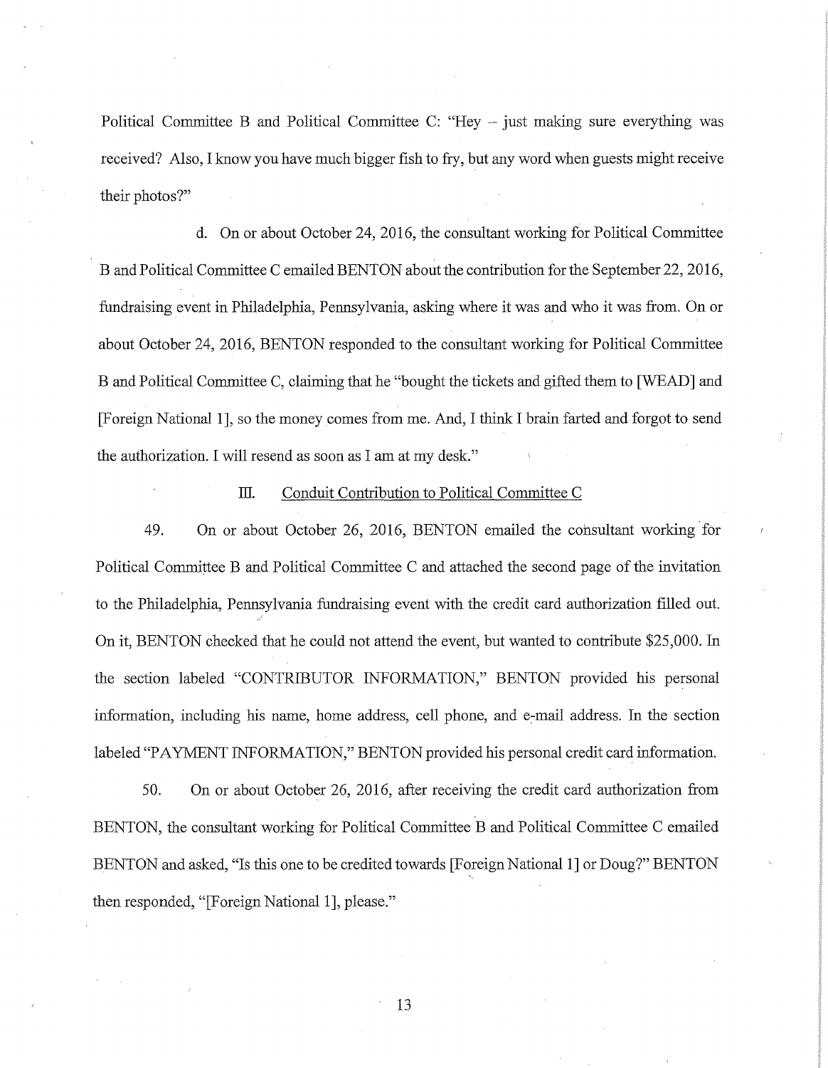Political Committee B and Political Committee C: "Hey – just making sure everything was received? Also, I know you have much bigger fish to fry, but any word when guests might receive their photos?"

d. On or about October 24, 2016, the consultant working for Political Committee B and Political Committee C emailed BENTON about the contribution for the September 22, 2016, fundraising event in Philadelphia, Pennsylvania, asking where it was and who it was from. On or about October 24, 2016, BENTON responded to the consultant working for Political Committee B and Political Committee C, claiming that he "bought the tickets and gifted them to [WEAD] and [Foreign National 1], so the money comes from me. And, I think I brain farted and forgot to send the authorization. I will resend as soon as I am at my desk."

### III. Conduit Contribution to Political Committee C

49. On or about October 26, 2016, BENTON emailed the consultant working for Political Committee B and Political Committee C and attached the second page of the invitation to the Philadelphia, Pennsylvania fundraising event with the credit card authorization filled out. On it, BENTON checked that he could not attend the event, but wanted to contribute $25,000. In the section labeled "CONTRIBUTOR INFORMATION," BENTON provided his personal information, including his name, home address, cell phone, and e-mail address. In the section labeled "PAYMENT INFORMATION," BENTON provided his personal credit card information.

50. On or about October 26, 2016, after receiving the credit card authorization from BENTON, the consultant working for Political Committee B and Political Committee C emailed BENTON and asked, "Is this one to be credited towards [Foreign National 1] or Doug?" BENTON then responded, "[Foreign National 1], please."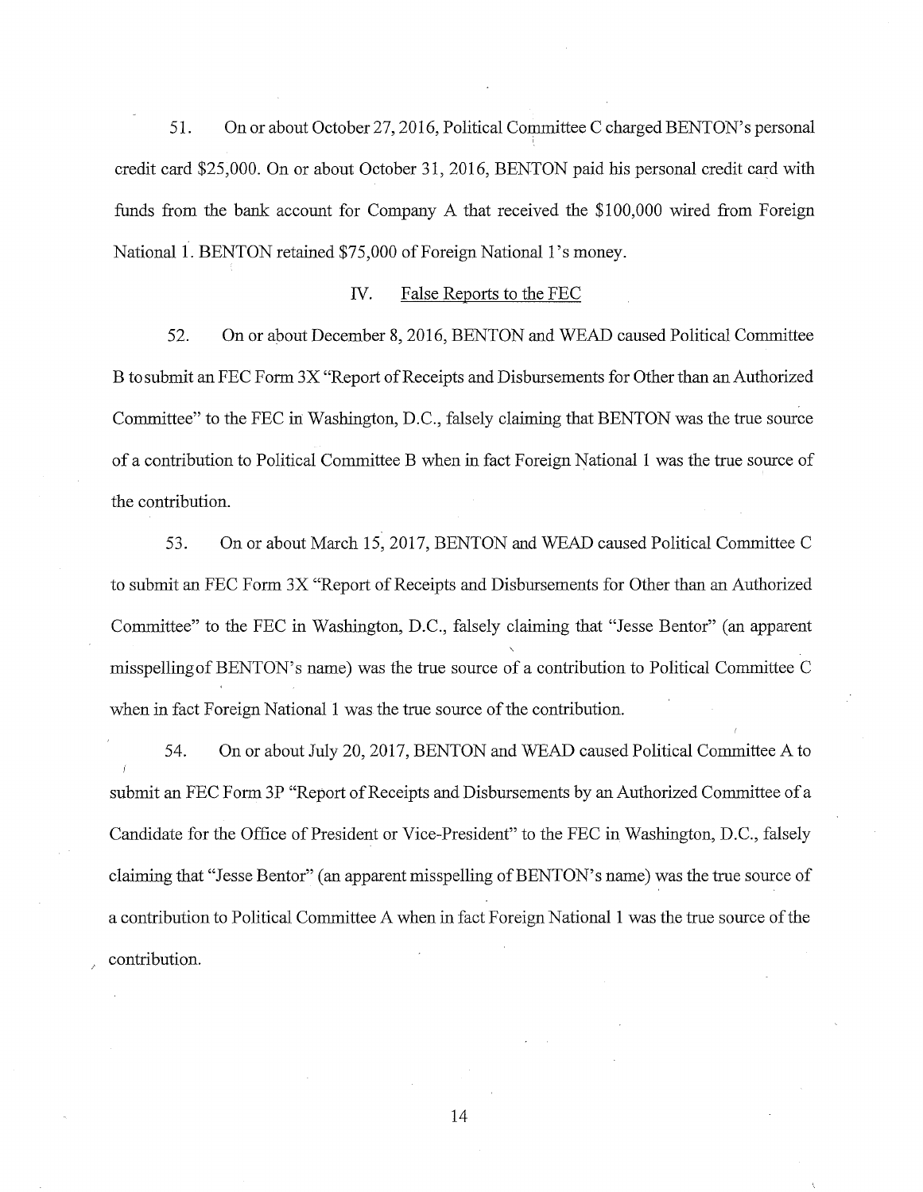51. On or about October 27, 2016, Political Committee C charged BENTON's personal credit card $25,000. On or about October 31, 2016, BENTON paid his personal credit card with funds from the bank account for Company A that received the $100,000 wired from Foreign National 1. BENTON retained $75,000 of Foreign National 1's money.

## IV. False Reports to the FEC

52. On or about December 8, 2016, BENTON and WEAD caused Political Committee B to submit an FEC Form 3X "Report of Receipts and Disbursements for Other than an Authorized Committee" to the FEC in Washington, D.C., falsely claiming that BENTON was the true source of a contribution to Political Committee B when in fact Foreign National 1 was the true source of the contribution.

53. On or about March 15, 2017, BENTON and WEAD caused Political Committee C to submit an FEC Form 3X "Report of Receipts and Disbursements for Other than an Authorized Committee" to the FEC in Washington, D.C., falsely claiming that "Jesse Bentor" (an apparent misspelling of BENTON's name) was the true source of a contribution to Political Committee C when in fact Foreign National 1 was the true source of the contribution.

54. On or about July 20, 2017, BENTON and WEAD caused Political Committee A to submit an FEC Form 3P "Report of Receipts and Disbursements by an Authorized Committee of a Candidate for the Office of President or Vice-President" to the FEC in Washington, D.C., falsely claiming that "Jesse Bentor" (an apparent misspelling of BENTON's name) was the true source of a contribution to Political Committee A when in fact Foreign National 1 was the true source of the contribution.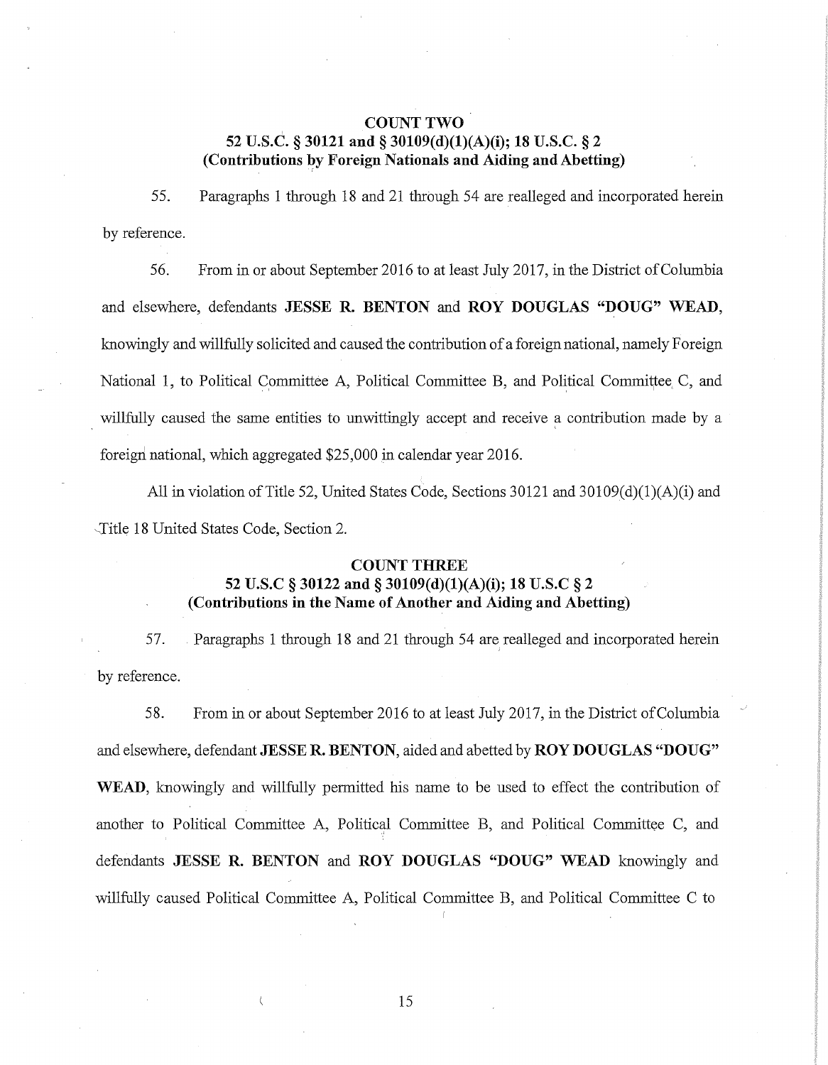## COUNT TWO
## 52 U.S.C. § 30121 and § 30109(d)(1)(A)(i); 18 U.S.C. § 2
## (Contributions by Foreign Nationals and Aiding and Abetting)

55. Paragraphs 1 through 18 and 21 through 54 are realleged and incorporated herein by reference.

56. From in or about September 2016 to at least July 2017, in the District of Columbia and elsewhere, defendants **JESSE R. BENTON** and **ROY DOUGLAS "DOUG" WEAD**, knowingly and willfully solicited and caused the contribution of a foreign national, namely Foreign National 1, to Political Committee A, Political Committee B, and Political Committee C, and willfully caused the same entities to unwittingly accept and receive a contribution made by a foreign national, which aggregated $25,000 in calendar year 2016.

All in violation of Title 52, United States Code, Sections 30121 and 30109(d)(1)(A)(i) and Title 18 United States Code, Section 2.

## COUNT THREE
## 52 U.S.C § 30122 and § 30109(d)(1)(A)(i); 18 U.S.C § 2
## (Contributions in the Name of Another and Aiding and Abetting)

57. Paragraphs 1 through 18 and 21 through 54 are realleged and incorporated herein by reference.

58. From in or about September 2016 to at least July 2017, in the District of Columbia and elsewhere, defendant **JESSE R. BENTON**, aided and abetted by **ROY DOUGLAS "DOUG" WEAD**, knowingly and willfully permitted his name to be used to effect the contribution of another to Political Committee A, Political Committee B, and Political Committee C, and defendants **JESSE R. BENTON** and **ROY DOUGLAS "DOUG" WEAD** knowingly and willfully caused Political Committee A, Political Committee B, and Political Committee C to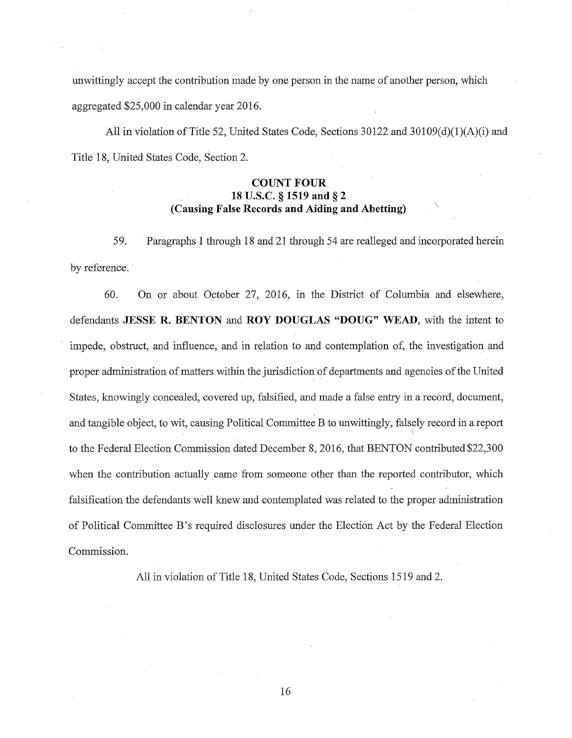unwittingly accept the contribution made by one person in the name of another person, which aggregated $25,000 in calendar year 2016.

All in violation of Title 52, United States Code, Sections 30122 and 30109(d)(1)(A)(i) and Title 18, United States Code, Section 2.

### COUNT FOUR
### 18 U.S.C. § 1519 and § 2
### (Causing False Records and Aiding and Abetting)

59. Paragraphs 1 through 18 and 21 through 54 are realleged and incorporated herein by reference.

60. On or about October 27, 2016, in the District of Columbia and elsewhere, defendants **JESSE R. BENTON** and **ROY DOUGLAS "DOUG" WEAD**, with the intent to impede, obstruct, and influence, and in relation to and contemplation of, the investigation and proper administration of matters within the jurisdiction of departments and agencies of the United States, knowingly concealed, covered up, falsified, and made a false entry in a record, document, and tangible object, to wit, causing Political Committee B to unwittingly, falsely record in a report to the Federal Election Commission dated December 8, 2016, that BENTON contributed $22,300 when the contribution actually came from someone other than the reported contributor, which falsification the defendants well knew and contemplated was related to the proper administration of Political Committee B's required disclosures under the Election Act by the Federal Election Commission.

All in violation of Title 18, United States Code, Sections 1519 and 2.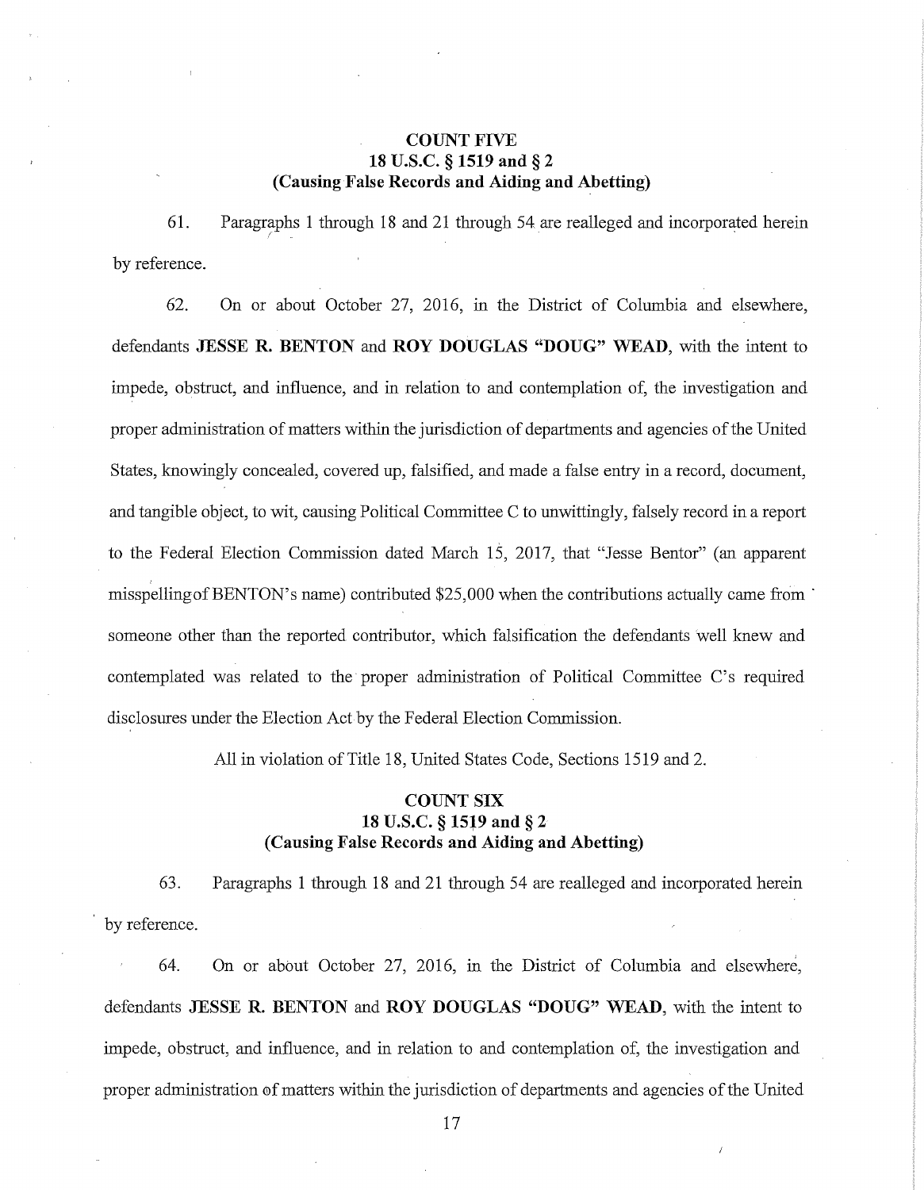**COUNT FIVE**
**18 U.S.C. § 1519 and § 2**
**(Causing False Records and Aiding and Abetting)**

61. Paragraphs 1 through 18 and 21 through 54 are realleged and incorporated herein by reference.

62. On or about October 27, 2016, in the District of Columbia and elsewhere, defendants **JESSE R. BENTON** and **ROY DOUGLAS "DOUG" WEAD**, with the intent to impede, obstruct, and influence, and in relation to and contemplation of, the investigation and proper administration of matters within the jurisdiction of departments and agencies of the United States, knowingly concealed, covered up, falsified, and made a false entry in a record, document, and tangible object, to wit, causing Political Committee C to unwittingly, falsely record in a report to the Federal Election Commission dated March 15, 2017, that "Jesse Bentor" (an apparent misspellingof BENTON's name) contributed $25,000 when the contributions actually came from someone other than the reported contributor, which falsification the defendants well knew and contemplated was related to the proper administration of Political Committee C's required disclosures under the Election Act by the Federal Election Commission.

All in violation of Title 18, United States Code, Sections 1519 and 2.

**COUNT SIX**
**18 U.S.C. § 1519 and § 2**
**(Causing False Records and Aiding and Abetting)**

63. Paragraphs 1 through 18 and 21 through 54 are realleged and incorporated herein by reference.

64. On or about October 27, 2016, in the District of Columbia and elsewhere, defendants **JESSE R. BENTON** and **ROY DOUGLAS "DOUG" WEAD**, with the intent to impede, obstruct, and influence, and in relation to and contemplation of, the investigation and proper administration of matters within the jurisdiction of departments and agencies of the United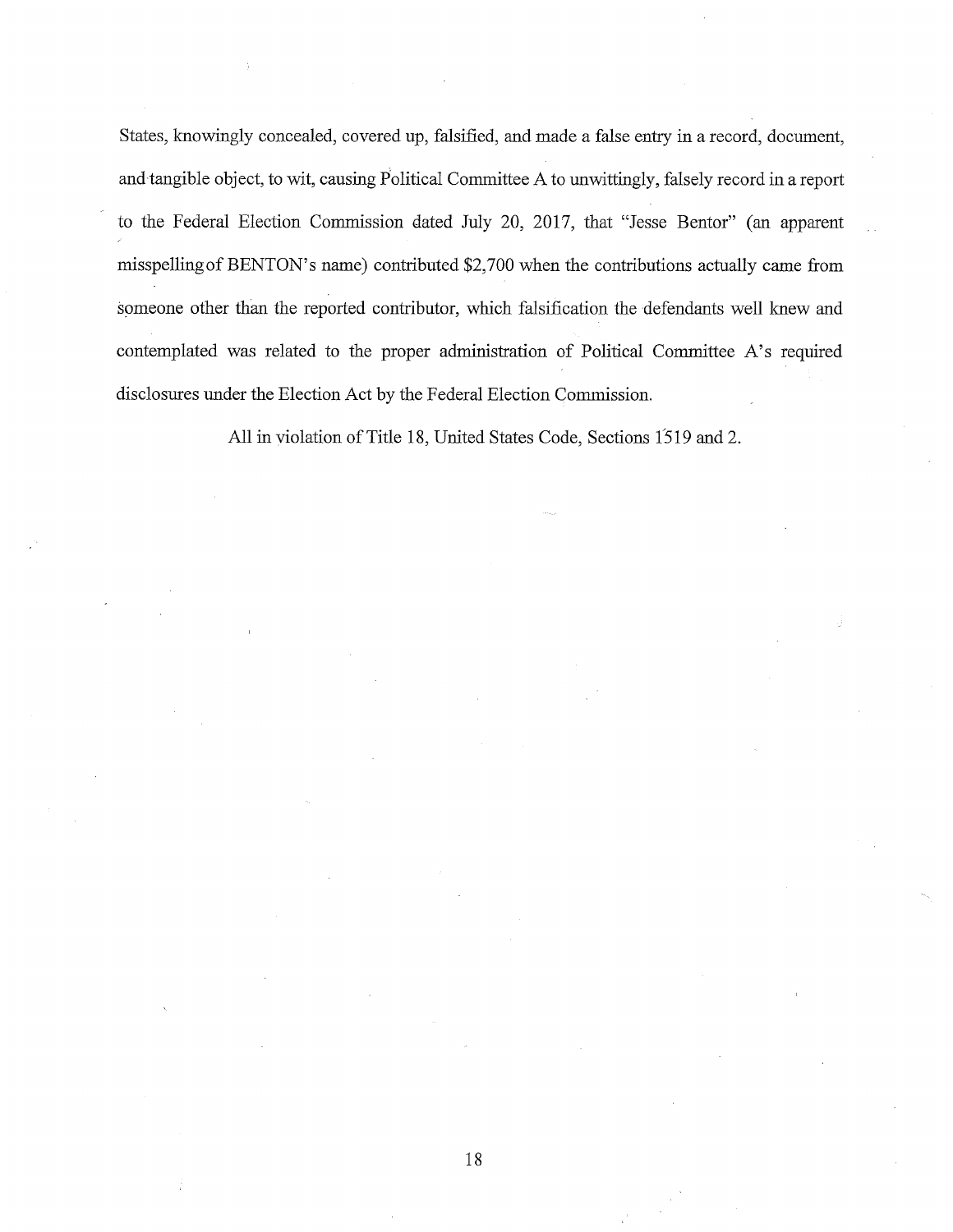States, knowingly concealed, covered up, falsified, and made a false entry in a record, document, and tangible object, to wit, causing Political Committee A to unwittingly, falsely record in a report to the Federal Election Commission dated July 20, 2017, that "Jesse Bentor" (an apparent misspelling of BENTON's name) contributed $2,700 when the contributions actually came from someone other than the reported contributor, which falsification the defendants well knew and contemplated was related to the proper administration of Political Committee A's required disclosures under the Election Act by the Federal Election Commission.

All in violation of Title 18, United States Code, Sections 1519 and 2.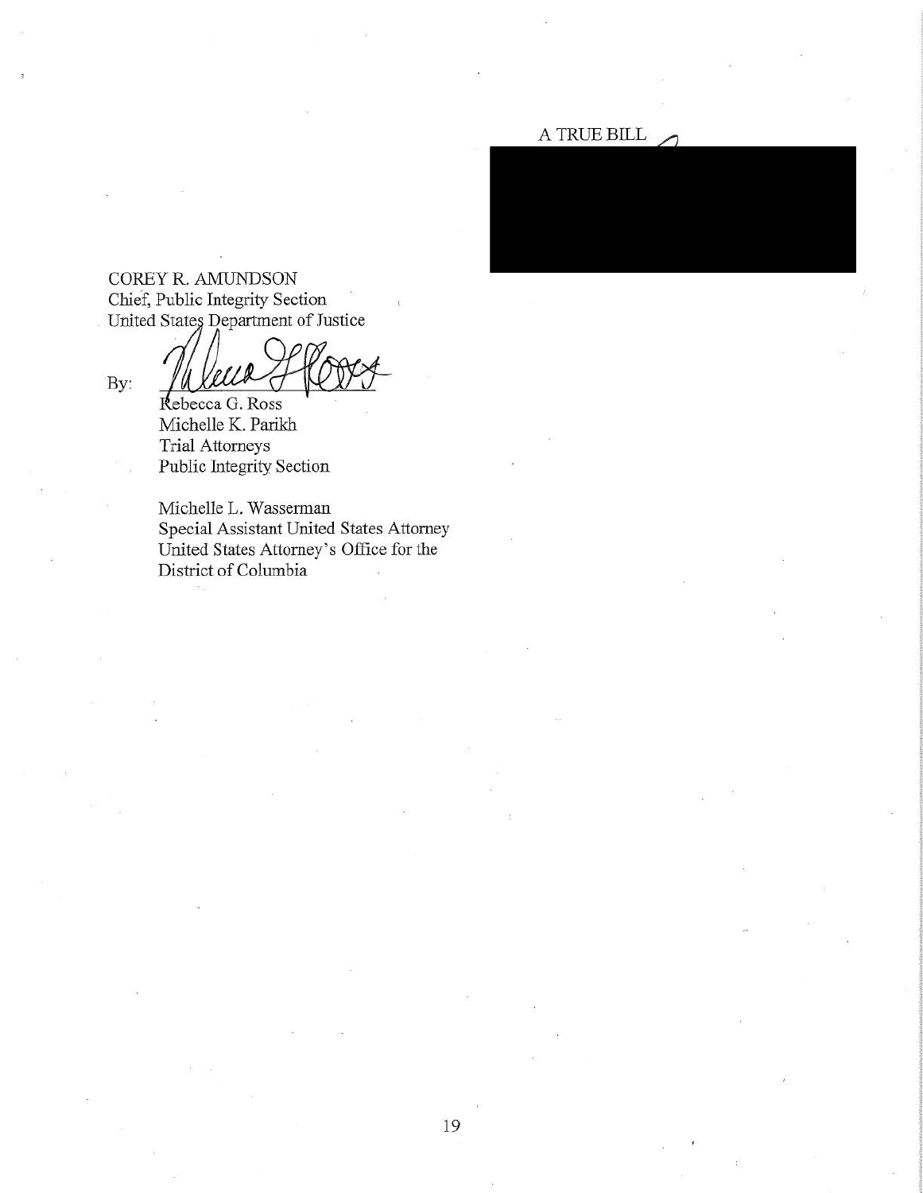A TRUE BILL

COREY R. AMUNDSON
Chief, Public Integrity Section
United States Department of Justice

By: ______________________
Rebecca G. Ross
Michelle K. Parikh
Trial Attorneys
Public Integrity Section

Michelle L. Wasserman
Special Assistant United States Attorney
United States Attorney's Office for the
District of Columbia